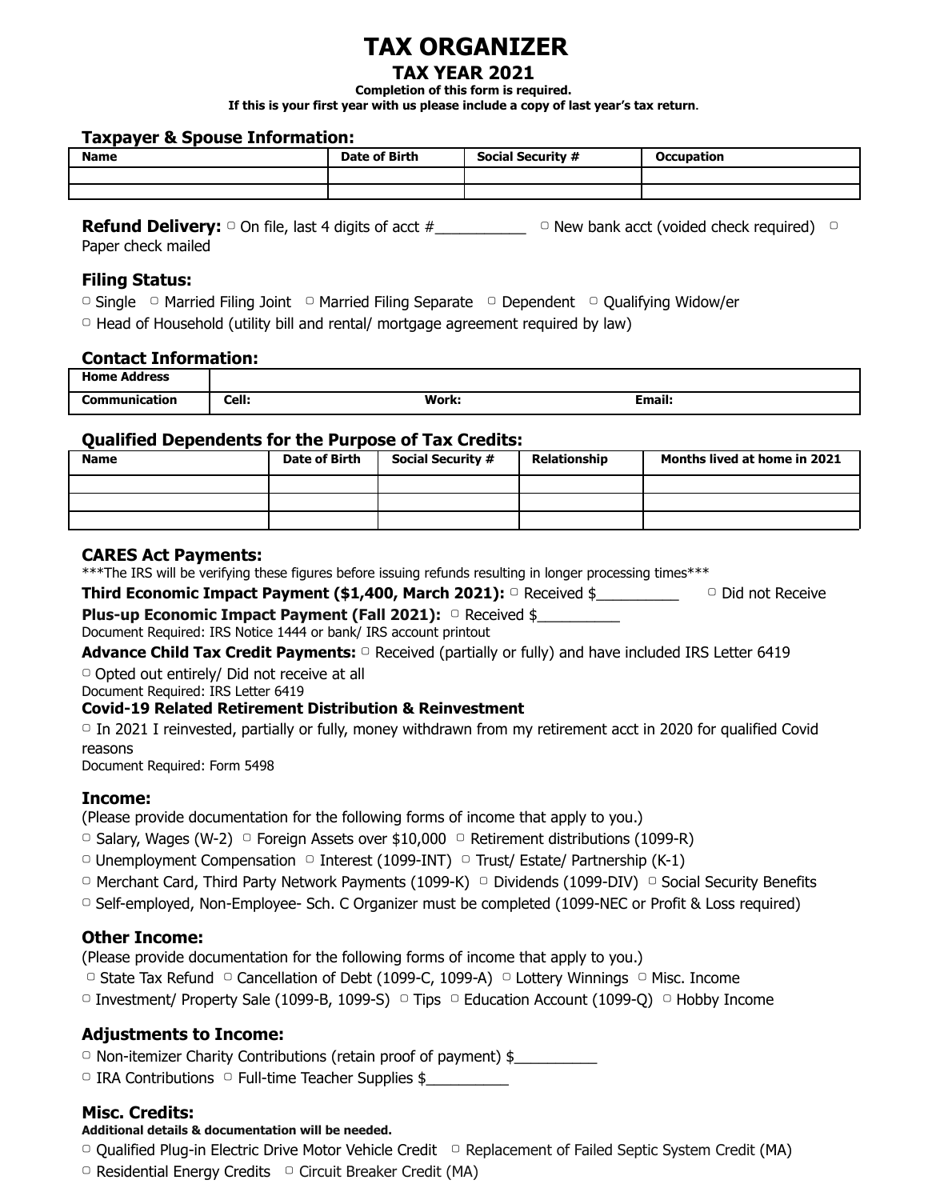# TAX ORGANIZER

## TAX YEAR 2021

**Completion of this form is required.**

**If this is your first year with us please include a copy of last year's tax return.**

### Taxpayer & Spouse Information:

| Name | Date of Birth | Social Security # | Occupation |
|---|---|---|---|
| | | | |
| | | | |

**Refund Delivery:** ▢ On file, last 4 digits of acct #___________ ▢ New bank acct (voided check required) ▢ Paper check mailed

### Filing Status:

▢ Single ▢ Married Filing Joint ▢ Married Filing Separate ▢ Dependent ▢ Qualifying Widow/er

▢ Head of Household (utility bill and rental/ mortgage agreement required by law)

### Contact Information:

| Home Address | | | |
|---|---|---|---|
| **Communication** | **Cell:** | **Work:** | **Email:** |

### Qualified Dependents for the Purpose of Tax Credits:

| Name | Date of Birth | Social Security # | Relationship | Months lived at home in 2021 |
|---|---|---|---|---|
| | | | | |
| | | | | |
| | | | | |

### CARES Act Payments:

***The IRS will be verifying these figures before issuing refunds resulting in longer processing times***

**Third Economic Impact Payment ($1,400, March 2021):** ▢ Received $__________ ▢ Did not Receive

**Plus-up Economic Impact Payment (Fall 2021):** ▢ Received $__________

Document Required: IRS Notice 1444 or bank/ IRS account printout

**Advance Child Tax Credit Payments:** ▢ Received (partially or fully) and have included IRS Letter 6419

▢ Opted out entirely/ Did not receive at all

Document Required: IRS Letter 6419

**Covid-19 Related Retirement Distribution & Reinvestment**

▢ In 2021 I reinvested, partially or fully, money withdrawn from my retirement acct in 2020 for qualified Covid reasons

Document Required: Form 5498

### Income:

(Please provide documentation for the following forms of income that apply to you.)

▢ Salary, Wages (W-2) ▢ Foreign Assets over $10,000 ▢ Retirement distributions (1099-R)

▢ Unemployment Compensation ▢ Interest (1099-INT) ▢ Trust/ Estate/ Partnership (K-1)

▢ Merchant Card, Third Party Network Payments (1099-K) ▢ Dividends (1099-DIV) ▢ Social Security Benefits

▢ Self-employed, Non-Employee- Sch. C Organizer must be completed (1099-NEC or Profit & Loss required)

### Other Income:

(Please provide documentation for the following forms of income that apply to you.)

▢ State Tax Refund ▢ Cancellation of Debt (1099-C, 1099-A) ▢ Lottery Winnings ▢ Misc. Income

▢ Investment/ Property Sale (1099-B, 1099-S) ▢ Tips ▢ Education Account (1099-Q) ▢ Hobby Income

### Adjustments to Income:

▢ Non-itemizer Charity Contributions (retain proof of payment) $__________

▢ IRA Contributions ▢ Full-time Teacher Supplies $__________

### Misc. Credits:

**Additional details & documentation will be needed.**

▢ Qualified Plug-in Electric Drive Motor Vehicle Credit ▢ Replacement of Failed Septic System Credit (MA)

▢ Residential Energy Credits ▢ Circuit Breaker Credit (MA)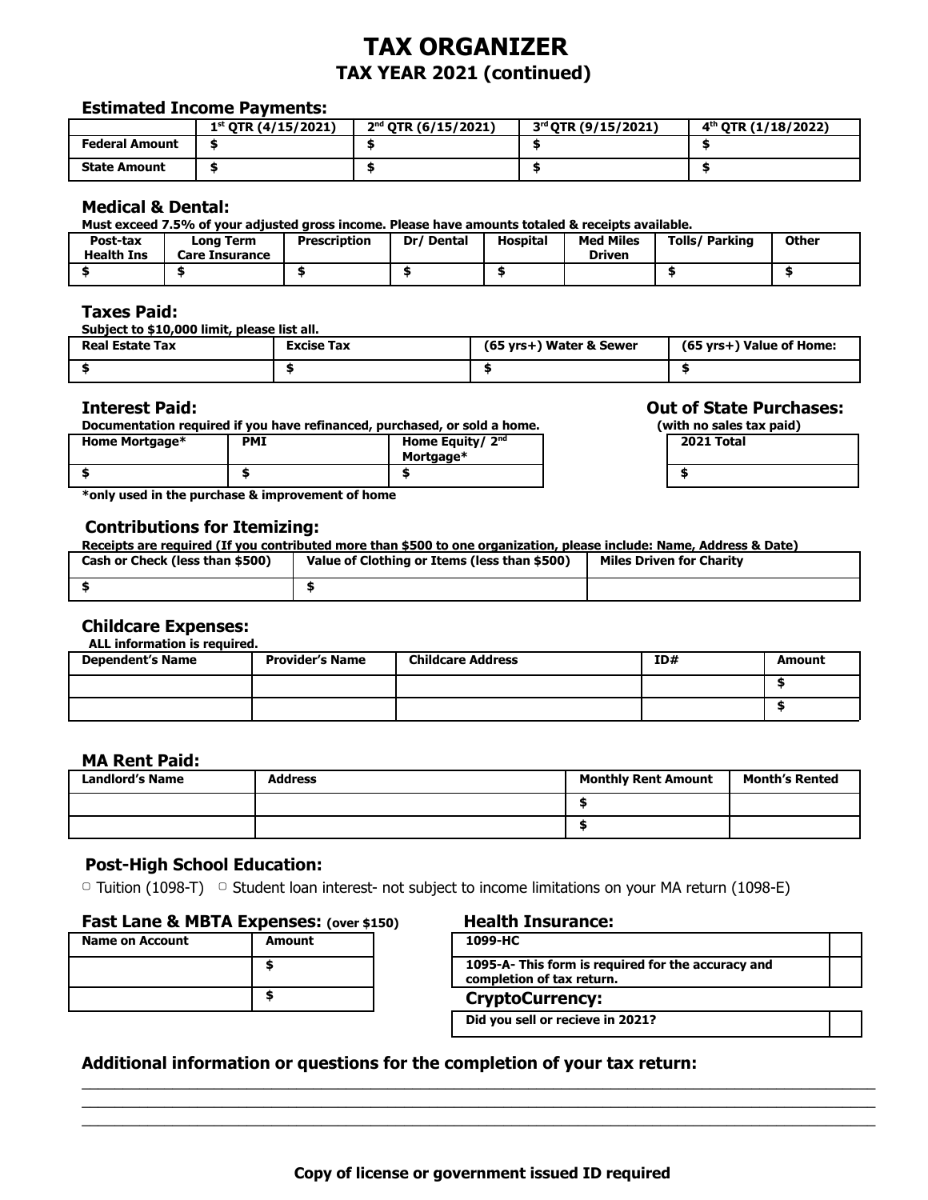# TAX ORGANIZER
## TAX YEAR 2021 (continued)

### Estimated Income Payments:

| | 1st QTR (4/15/2021) | 2nd QTR (6/15/2021) | 3rd QTR (9/15/2021) | 4th QTR (1/18/2022) |
|---|---|---|---|---|
| **Federal Amount** | $ | $ | $ | $ |
| **State Amount** | $ | $ | $ | $ |

### Medical & Dental:

**Must exceed 7.5% of your adjusted gross income. Please have amounts totaled & receipts available.**

| Post-tax Health Ins | Long Term Care Insurance | Prescription | Dr/ Dental | Hospital | Med Miles Driven | Tolls/ Parking | Other |
|---|---|---|---|---|---|---|---|
| $ | $ | $ | $ | $ | | $ | $ |

### Taxes Paid:

**Subject to $10,000 limit, please list all.**

| Real Estate Tax | Excise Tax | (65 yrs+) Water & Sewer | (65 yrs+) Value of Home: |
|---|---|---|---|
| $ | $ | $ | $ |

### Interest Paid:

**Documentation required if you have refinanced, purchased, or sold a home.**

| Home Mortgage* | PMI | Home Equity/ 2nd Mortgage* |
|---|---|---|
| $ | $ | $ |

**\*only used in the purchase & improvement of home**

### Out of State Purchases:

**(with no sales tax paid)**

| 2021 Total |
|---|
| $ |

### Contributions for Itemizing:

**Receipts are required (If you contributed more than $500 to one organization, please include: Name, Address & Date)**

| Cash or Check (less than $500) | Value of Clothing or Items (less than $500) | Miles Driven for Charity |
|---|---|---|
| $ | $ | |

### Childcare Expenses:

**ALL information is required.**

| Dependent's Name | Provider's Name | Childcare Address | ID# | Amount |
|---|---|---|---|---|
| | | | | $ |
| | | | | $ |

### MA Rent Paid:

| Landlord's Name | Address | Monthly Rent Amount | Month's Rented |
|---|---|---|---|
| | | $ | |
| | | $ | |

### Post-High School Education:

▢ Tuition (1098-T) ▢ Student loan interest- not subject to income limitations on your MA return (1098-E)

### Fast Lane & MBTA Expenses: (over $150)

| Name on Account | Amount |
|---|---|
| | $ |
| | $ |

### Health Insurance:

| | |
|---|---|
| **1099-HC** | |
| **1095-A- This form is required for the accuracy and completion of tax return.** | |

### CryptoCurrency:

| | |
|---|---|
| **Did you sell or recieve in 2021?** | |

### Additional information or questions for the completion of your tax return:

\_\_\_\_\_\_\_\_\_\_\_\_\_\_\_\_\_\_\_\_\_\_\_\_\_\_\_\_\_\_\_\_\_\_\_\_\_\_\_\_\_\_\_\_\_\_\_\_\_\_\_\_\_\_\_\_\_\_\_\_\_\_\_\_\_\_\_\_\_\_\_\_\_\_\_\_\_\_

\_\_\_\_\_\_\_\_\_\_\_\_\_\_\_\_\_\_\_\_\_\_\_\_\_\_\_\_\_\_\_\_\_\_\_\_\_\_\_\_\_\_\_\_\_\_\_\_\_\_\_\_\_\_\_\_\_\_\_\_\_\_\_\_\_\_\_\_\_\_\_\_\_\_\_\_\_\_

\_\_\_\_\_\_\_\_\_\_\_\_\_\_\_\_\_\_\_\_\_\_\_\_\_\_\_\_\_\_\_\_\_\_\_\_\_\_\_\_\_\_\_\_\_\_\_\_\_\_\_\_\_\_\_\_\_\_\_\_\_\_\_\_\_\_\_\_\_\_\_\_\_\_\_\_\_\_

**Copy of license or government issued ID required**